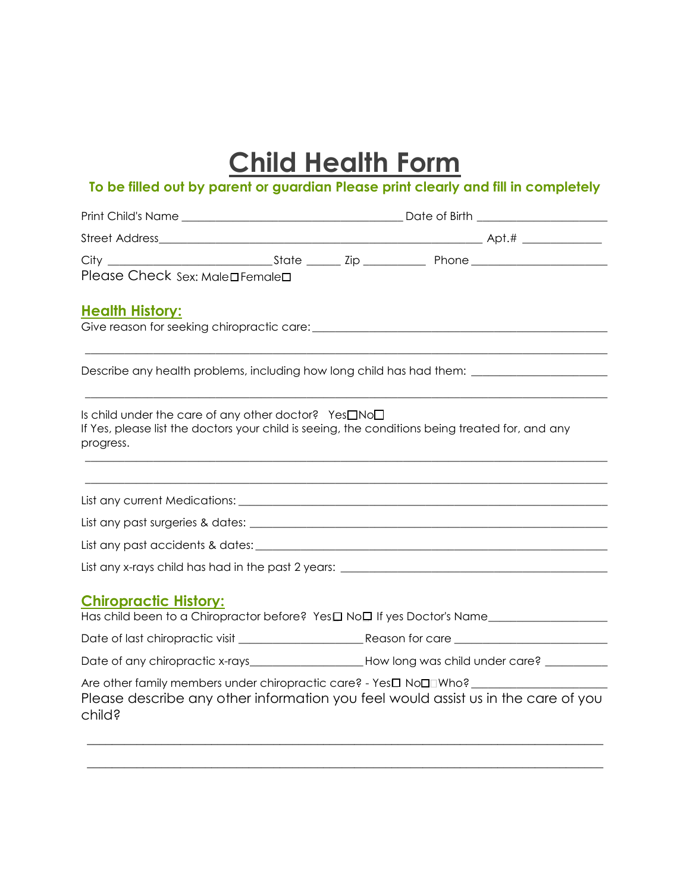# Child Health Form

**To be filled out by parent or guardian Please print clearly and fill in completely**

Print Child's Name ____________________________________ Date of Birth _____________________

Street Address_____________________________________________________ Apt.# _____________

City ___________________________State ______ Zip __________ Phone _______________________

Please Check Sex: Male☐Female☐

## Health History:

Give reason for seeking chiropractic care: ________________________________________________

_____________________________________________________________________________________

Describe any health problems, including how long child has had them: _______________________

_____________________________________________________________________________________

Is child under the care of any other doctor? Yes☐No☐

If Yes, please list the doctors your child is seeing, the conditions being treated for, and any progress.

_____________________________________________________________________________________

_____________________________________________________________________________________

List any current Medications: _________________________________________________________

List any past surgeries & dates: _______________________________________________________

List any past accidents & dates: ______________________________________________________

List any x-rays child has had in the past 2 years: ________________________________________

## Chiropractic History:

Has child been to a Chiropractor before? Yes☐ No☐ If yes Doctor's Name____________________

Date of last chiropractic visit _____________________ Reason for care _________________________

Date of any chiropractic x-rays___________________ How long was child under care? __________

Are other family members under chiropractic care? - Yes☐ No☐ Who? ______________________

Please describe any other information you feel would assist us in the care of you child?

_____________________________________________________________________________________

_____________________________________________________________________________________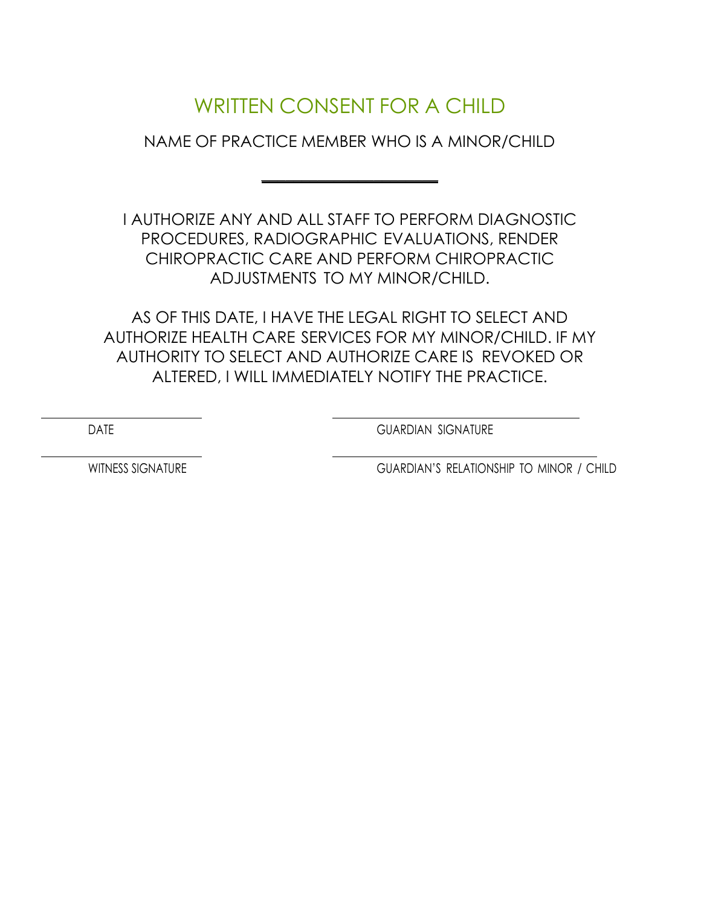# WRITTEN CONSENT FOR A CHILD

NAME OF PRACTICE MEMBER WHO IS A MINOR/CHILD

\_\_\_\_\_\_\_\_\_\_\_\_\_\_\_\_\_\_\_\_\_\_\_\_\_\_

I AUTHORIZE ANY AND ALL STAFF TO PERFORM DIAGNOSTIC PROCEDURES, RADIOGRAPHIC EVALUATIONS, RENDER CHIROPRACTIC CARE AND PERFORM CHIROPRACTIC ADJUSTMENTS TO MY MINOR/CHILD.

AS OF THIS DATE, I HAVE THE LEGAL RIGHT TO SELECT AND AUTHORIZE HEALTH CARE SERVICES FOR MY MINOR/CHILD. IF MY AUTHORITY TO SELECT AND AUTHORIZE CARE IS REVOKED OR ALTERED, I WILL IMMEDIATELY NOTIFY THE PRACTICE.

\_\_\_\_\_\_\_\_\_\_\_\_\_\_\_\_\_\_\_\_\_\_\_\_\_\_ DATE

\_\_\_\_\_\_\_\_\_\_\_\_\_\_\_\_\_\_\_\_\_\_\_\_\_\_ GUARDIAN SIGNATURE

\_\_\_\_\_\_\_\_\_\_\_\_\_\_\_\_\_\_\_\_\_\_\_\_\_\_ WITNESS SIGNATURE

\_\_\_\_\_\_\_\_\_\_\_\_\_\_\_\_\_\_\_\_\_\_\_\_\_\_ GUARDIAN'S RELATIONSHIP TO MINOR / CHILD